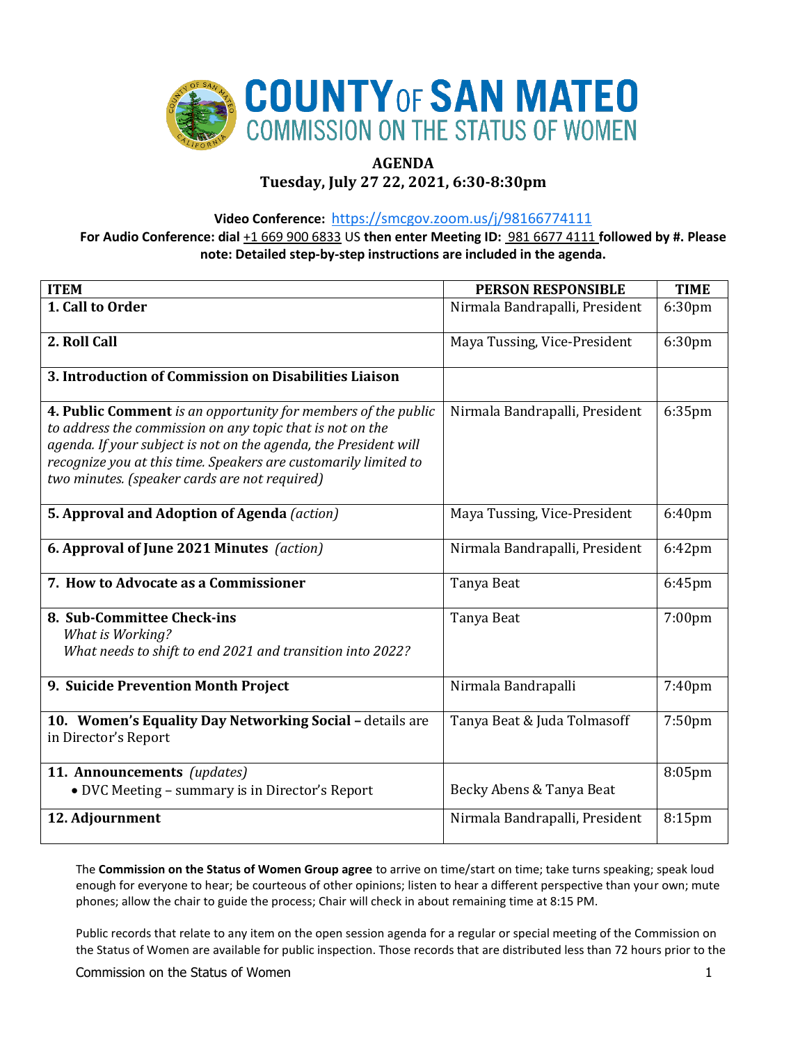# COUNTY OF SAN MATEO

## COMMISSION ON THE STATUS OF WOMEN

**AGENDA**
**Tuesday, July 27 22, 2021, 6:30-8:30pm**

**Video Conference:** https://smcgov.zoom.us/j/98166774111
**For Audio Conference: dial** +1 669 900 6833 US **then enter Meeting ID:** 981 6677 4111 **followed by #. Please note: Detailed step-by-step instructions are included in the agenda.**

| ITEM | PERSON RESPONSIBLE | TIME |
|---|---|---|
| **1. Call to Order** | Nirmala Bandrapalli, President | 6:30pm |
| **2. Roll Call** | Maya Tussing, Vice-President | 6:30pm |
| **3. Introduction of Commission on Disabilities Liaison** | | |
| **4. Public Comment** *is an opportunity for members of the public to address the commission on any topic that is not on the agenda. If your subject is not on the agenda, the President will recognize you at this time. Speakers are customarily limited to two minutes. (speaker cards are not required)* | Nirmala Bandrapalli, President | 6:35pm |
| **5. Approval and Adoption of Agenda** *(action)* | Maya Tussing, Vice-President | 6:40pm |
| **6. Approval of June 2021 Minutes** *(action)* | Nirmala Bandrapalli, President | 6:42pm |
| **7. How to Advocate as a Commissioner** | Tanya Beat | 6:45pm |
| **8. Sub-Committee Check-ins** *What is Working?* *What needs to shift to end 2021 and transition into 2022?* | Tanya Beat | 7:00pm |
| **9. Suicide Prevention Month Project** | Nirmala Bandrapalli | 7:40pm |
| **10. Women's Equality Day Networking Social –** details are in Director's Report | Tanya Beat & Juda Tolmasoff | 7:50pm |
| **11. Announcements** *(updates)* • DVC Meeting – summary is in Director's Report | Becky Abens & Tanya Beat | 8:05pm |
| **12. Adjournment** | Nirmala Bandrapalli, President | 8:15pm |

The **Commission on the Status of Women Group agree** to arrive on time/start on time; take turns speaking; speak loud enough for everyone to hear; be courteous of other opinions; listen to hear a different perspective than your own; mute phones; allow the chair to guide the process; Chair will check in about remaining time at 8:15 PM.

Public records that relate to any item on the open session agenda for a regular or special meeting of the Commission on the Status of Women are available for public inspection. Those records that are distributed less than 72 hours prior to the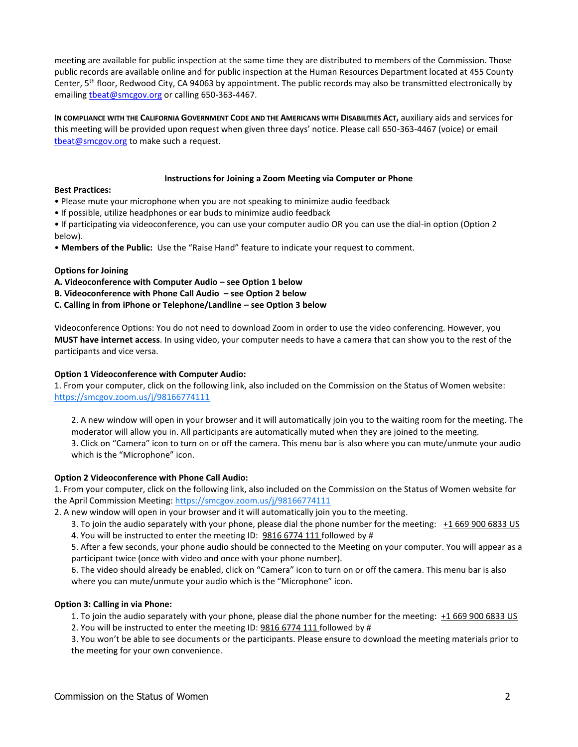meeting are available for public inspection at the same time they are distributed to members of the Commission. Those public records are available online and for public inspection at the Human Resources Department located at 455 County Center, 5th floor, Redwood City, CA 94063 by appointment. The public records may also be transmitted electronically by emailing tbeat@smcgov.org or calling 650-363-4467.

**IN COMPLIANCE WITH THE CALIFORNIA GOVERNMENT CODE AND THE AMERICANS WITH DISABILITIES ACT,** auxiliary aids and services for this meeting will be provided upon request when given three days' notice. Please call 650-363-4467 (voice) or email tbeat@smcgov.org to make such a request.

### Instructions for Joining a Zoom Meeting via Computer or Phone

**Best Practices:**

- Please mute your microphone when you are not speaking to minimize audio feedback
- If possible, utilize headphones or ear buds to minimize audio feedback
- If participating via videoconference, you can use your computer audio OR you can use the dial-in option (Option 2 below).
- **Members of the Public:** Use the "Raise Hand" feature to indicate your request to comment.

**Options for Joining**

**A. Videoconference with Computer Audio – see Option 1 below**
**B. Videoconference with Phone Call Audio – see Option 2 below**
**C. Calling in from iPhone or Telephone/Landline – see Option 3 below**

Videoconference Options: You do not need to download Zoom in order to use the video conferencing. However, you **MUST have internet access**. In using video, your computer needs to have a camera that can show you to the rest of the participants and vice versa.

**Option 1 Videoconference with Computer Audio:**

1. From your computer, click on the following link, also included on the Commission on the Status of Women website: https://smcgov.zoom.us/j/98166774111
2. A new window will open in your browser and it will automatically join you to the waiting room for the meeting. The moderator will allow you in. All participants are automatically muted when they are joined to the meeting.
3. Click on "Camera" icon to turn on or off the camera. This menu bar is also where you can mute/unmute your audio which is the "Microphone" icon.

**Option 2 Videoconference with Phone Call Audio:**

1. From your computer, click on the following link, also included on the Commission on the Status of Women website for the April Commission Meeting: https://smcgov.zoom.us/j/98166774111
2. A new window will open in your browser and it will automatically join you to the meeting.
3. To join the audio separately with your phone, please dial the phone number for the meeting: +1 669 900 6833 US
4. You will be instructed to enter the meeting ID: 9816 6774 111 followed by #
5. After a few seconds, your phone audio should be connected to the Meeting on your computer. You will appear as a participant twice (once with video and once with your phone number).
6. The video should already be enabled, click on "Camera" icon to turn on or off the camera. This menu bar is also where you can mute/unmute your audio which is the "Microphone" icon.

**Option 3: Calling in via Phone:**

1. To join the audio separately with your phone, please dial the phone number for the meeting: +1 669 900 6833 US
2. You will be instructed to enter the meeting ID: 9816 6774 111 followed by #
3. You won't be able to see documents or the participants. Please ensure to download the meeting materials prior to the meeting for your own convenience.